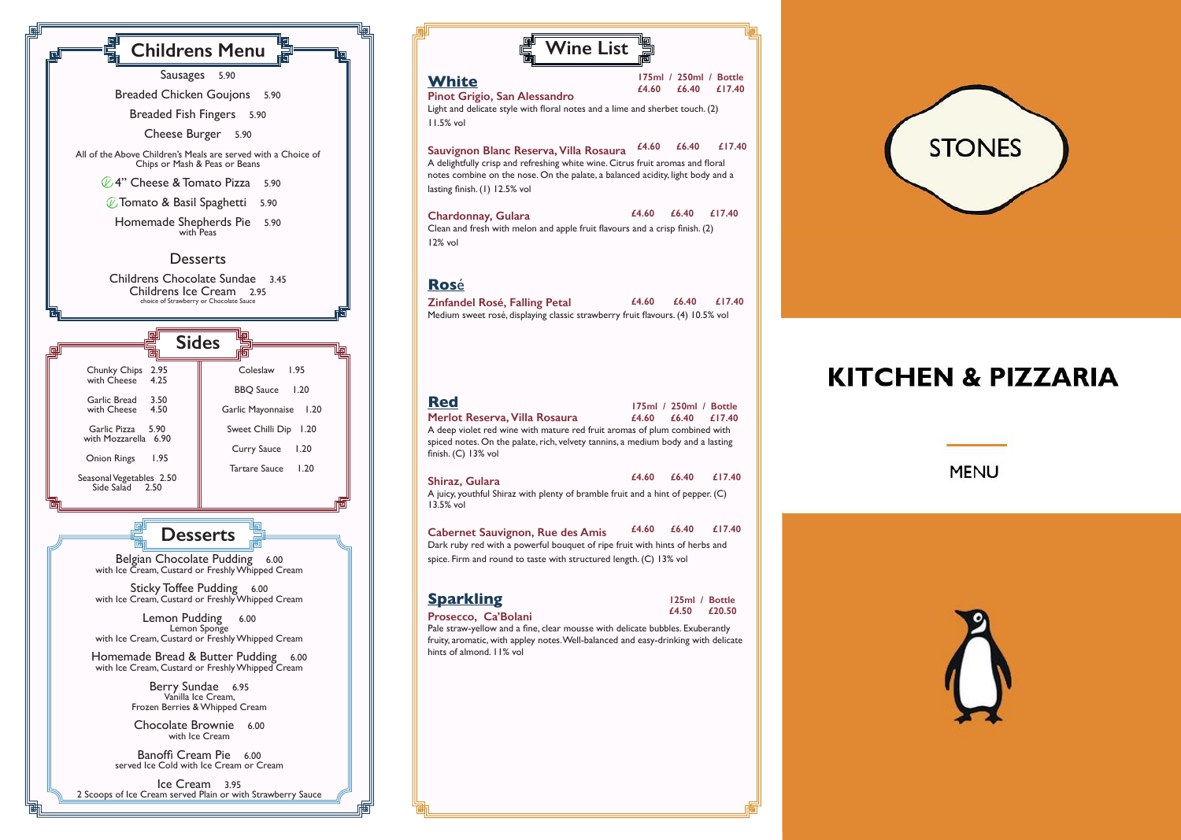## Childrens Menu

Sausages 5.90

Breaded Chicken Goujons 5.90

Breaded Fish Fingers 5.90

Cheese Burger 5.90

All of the Above Children's Meals are served with a Choice of Chips or Mash & Peas or Beans

4" Cheese & Tomato Pizza 5.90

Tomato & Basil Spaghetti 5.90

Homemade Shepherds Pie 5.90
with Peas

### Desserts

Childrens Chocolate Sundae 3.45

Childrens Ice Cream 2.95
choice of Strawberry or Chocolate Sauce

## Sides

Chunky Chips 2.95
with Cheese 4.25

Garlic Bread 3.50
with Cheese 4.50

Garlic Pizza 5.90
with Mozzarella 6.90

Onion Rings 1.95

Seasonal Vegetables 2.50

Side Salad 2.50

Coleslaw 1.95

BBQ Sauce 1.20

Garlic Mayonnaise 1.20

Sweet Chilli Dip 1.20

Curry Sauce 1.20

Tartare Sauce 1.20

## Desserts

Belgian Chocolate Pudding 6.00
with Ice Cream, Custard or Freshly Whipped Cream

Sticky Toffee Pudding 6.00
with Ice Cream, Custard or Freshly Whipped Cream

Lemon Pudding 6.00
Lemon Sponge
with Ice Cream, Custard or Freshly Whipped Cream

Homemade Bread & Butter Pudding 6.00
with Ice Cream, Custard or Freshly Whipped Cream

Berry Sundae 6.95
Vanilla Ice Cream,
Frozen Berries & Whipped Cream

Chocolate Brownie 6.00
with Ice Cream

Banoffi Cream Pie 6.00
served Ice Cold with Ice Cream or Cream

Ice Cream 3.95
2 Scoops of Ice Cream served Plain or with Strawberry Sauce

## Wine List

### White

| | 175ml | 250ml | Bottle |
|---|---|---|---|
| **Pinot Grigio, San Alessandro** | £4.60 | £6.40 | £17.40 |
| **Sauvignon Blanc Reserva, Villa Rosaura** | £4.60 | £6.40 | £17.40 |
| **Chardonnay, Gulara** | £4.60 | £6.40 | £17.40 |

**Pinot Grigio, San Alessandro**
Light and delicate style with floral notes and a lime and sherbet touch. (2)
11.5% vol

**Sauvignon Blanc Reserva, Villa Rosaura**
A delightfully crisp and refreshing white wine. Citrus fruit aromas and floral notes combine on the nose. On the palate, a balanced acidity, light body and a lasting finish. (1) 12.5% vol

**Chardonnay, Gulara**
Clean and fresh with melon and apple fruit flavours and a crisp finish. (2)
12% vol

### Rosé

**Zinfandel Rosé, Falling Petal** £4.60 £6.40 £17.40
Medium sweet rosé, displaying classic strawberry fruit flavours. (4) 10.5% vol

### Red

| | 175ml | 250ml | Bottle |
|---|---|---|---|
| **Merlot Reserva, Villa Rosaura** | £4.60 | £6.40 | £17.40 |
| **Shiraz, Gulara** | £4.60 | £6.40 | £17.40 |
| **Cabernet Sauvignon, Rue des Amis** | £4.60 | £6.40 | £17.40 |

**Merlot Reserva, Villa Rosaura**
A deep violet red wine with mature red fruit aromas of plum combined with spiced notes. On the palate, rich, velvety tannins, a medium body and a lasting finish. (C) 13% vol

**Shiraz, Gulara**
A juicy, youthful Shiraz with plenty of bramble fruit and a hint of pepper. (C)
13.5% vol

**Cabernet Sauvignon, Rue des Amis**
Dark ruby red with a powerful bouquet of ripe fruit with hints of herbs and spice. Firm and round to taste with structured length. (C) 13% vol

### Sparkling

| | 125ml | Bottle |
|---|---|---|
| **Prosecco, Ca'Bolani** | £4.50 | £20.50 |

Pale straw-yellow and a fine, clear mousse with delicate bubbles. Exuberantly fruity, aromatic, with appley notes. Well-balanced and easy-drinking with delicate hints of almond. 11% vol

STONES

# KITCHEN & PIZZARIA

MENU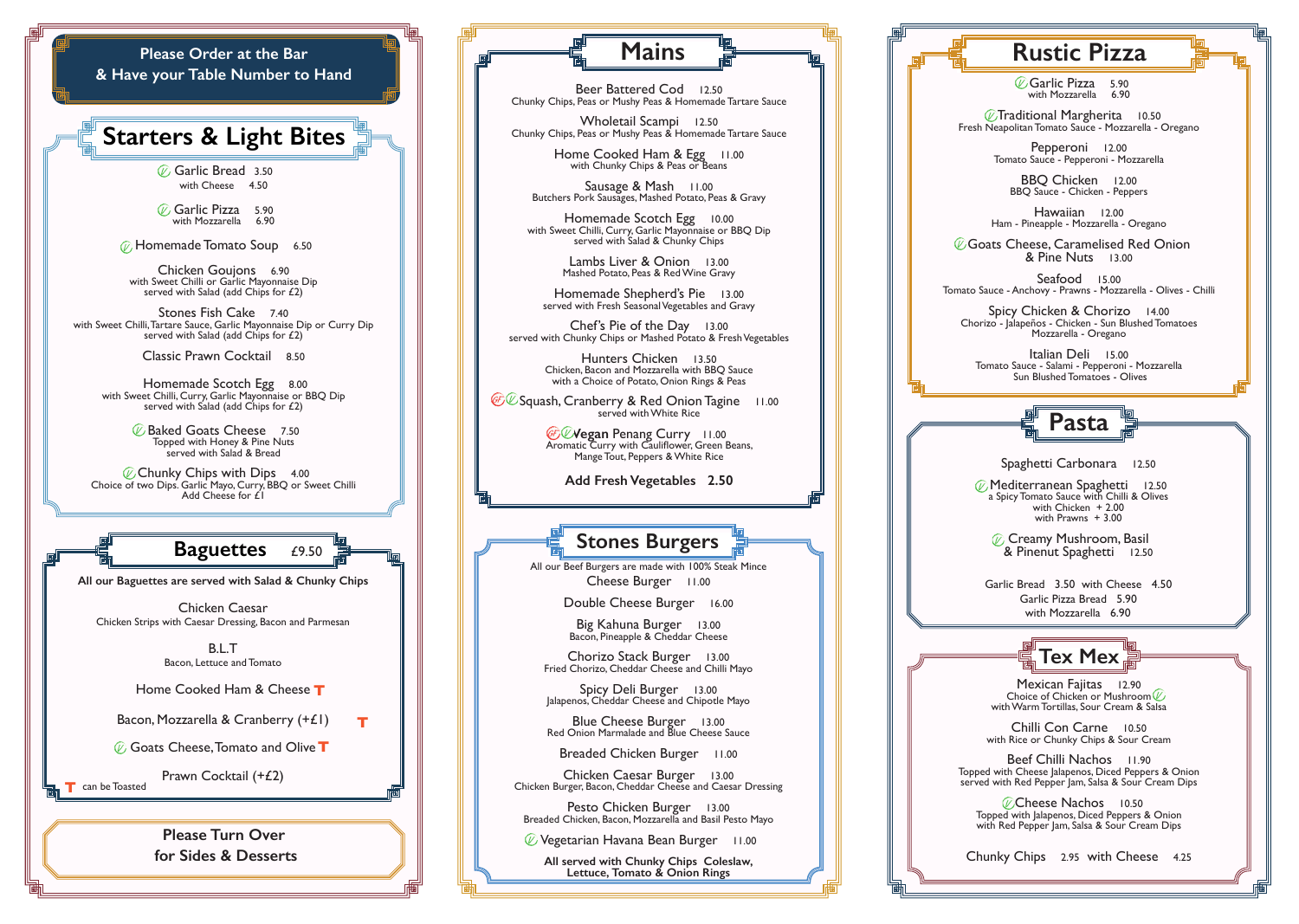**Please Order at the Bar & Have your Table Number to Hand**

## Starters & Light Bites

Garlic Bread 3.50
with Cheese 4.50

Garlic Pizza 5.90
with Mozzarella 6.90

Homemade Tomato Soup 6.50

Chicken Goujons 6.90
with Sweet Chilli or Garlic Mayonnaise Dip
served with Salad (add Chips for £2)

Stones Fish Cake 7.40
with Sweet Chilli, Tartare Sauce, Garlic Mayonnaise Dip or Curry Dip
served with Salad (add Chips for £2)

Classic Prawn Cocktail 8.50

Homemade Scotch Egg 8.00
with Sweet Chilli, Curry, Garlic Mayonnaise or BBQ Dip
served with Salad (add Chips for £2)

Baked Goats Cheese 7.50
Topped with Honey & Pine Nuts
served with Salad & Bread

Chunky Chips with Dips 4.00
Choice of two Dips. Garlic Mayo, Curry, BBQ or Sweet Chilli
Add Cheese for £1

## Baguettes £9.50

**All our Baguettes are served with Salad & Chunky Chips**

Chicken Caesar
Chicken Strips with Caesar Dressing, Bacon and Parmesan

B.L.T
Bacon, Lettuce and Tomato

Home Cooked Ham & Cheese T

Bacon, Mozzarella & Cranberry (+£1) T

Goats Cheese, Tomato and Olive T

Prawn Cocktail (+£2)

T can be Toasted

**Please Turn Over for Sides & Desserts**

## Mains

Beer Battered Cod 12.50
Chunky Chips, Peas or Mushy Peas & Homemade Tartare Sauce

Wholetail Scampi 12.50
Chunky Chips, Peas or Mushy Peas & Homemade Tartare Sauce

Home Cooked Ham & Egg 11.00
with Chunky Chips & Peas or Beans

Sausage & Mash 11.00
Butchers Pork Sausages, Mashed Potato, Peas & Gravy

Homemade Scotch Egg 10.00
with Sweet Chilli, Curry, Garlic Mayonnaise or BBQ Dip
served with Salad & Chunky Chips

Lambs Liver & Onion 13.00
Mashed Potato, Peas & Red Wine Gravy

Homemade Shepherd's Pie 13.00
served with Fresh Seasonal Vegetables and Gravy

Chef's Pie of the Day 13.00
served with Chunky Chips or Mashed Potato & Fresh Vegetables

Hunters Chicken 13.50
Chicken, Bacon and Mozzarella with BBQ Sauce
with a Choice of Potato, Onion Rings & Peas

Squash, Cranberry & Red Onion Tagine 11.00
served with White Rice

**Vegan** Penang Curry 11.00
Aromatic Curry with Cauliflower, Green Beans,
Mange Tout, Peppers & White Rice

**Add Fresh Vegetables 2.50**

## Stones Burgers

All our Beef Burgers are made with 100% Steak Mince

Cheese Burger 11.00

Double Cheese Burger 16.00

Big Kahuna Burger 13.00
Bacon, Pineapple & Cheddar Cheese

Chorizo Stack Burger 13.00
Fried Chorizo, Cheddar Cheese and Chilli Mayo

Spicy Deli Burger 13.00
Jalapenos, Cheddar Cheese and Chipotle Mayo

Blue Cheese Burger 13.00
Red Onion Marmalade and Blue Cheese Sauce

Breaded Chicken Burger 11.00

Chicken Caesar Burger 13.00
Chicken Burger, Bacon, Cheddar Cheese and Caesar Dressing

Pesto Chicken Burger 13.00
Breaded Chicken, Bacon, Mozzarella and Basil Pesto Mayo

Vegetarian Havana Bean Burger 11.00

**All served with Chunky Chips Coleslaw, Lettuce, Tomato & Onion Rings**

## Rustic Pizza

Garlic Pizza 5.90
with Mozzarella 6.90

Traditional Margherita 10.50
Fresh Neapolitan Tomato Sauce - Mozzarella - Oregano

Pepperoni 12.00
Tomato Sauce - Pepperoni - Mozzarella

BBQ Chicken 12.00
BBQ Sauce - Chicken - Peppers

Hawaiian 12.00
Ham - Pineapple - Mozzarella - Oregano

Goats Cheese, Caramelised Red Onion & Pine Nuts 13.00

Seafood 15.00
Tomato Sauce - Anchovy - Prawns - Mozzarella - Olives - Chilli

Spicy Chicken & Chorizo 14.00
Chorizo - Jalapeños - Chicken - Sun Blushed Tomatoes
Mozzarella - Oregano

Italian Deli 15.00
Tomato Sauce - Salami - Pepperoni - Mozzarella
Sun Blushed Tomatoes - Olives

## Pasta

Spaghetti Carbonara 12.50

Mediterranean Spaghetti 12.50
a Spicy Tomato Sauce with Chilli & Olives
with Chicken + 2.00
with Prawns + 3.00

Creamy Mushroom, Basil & Pinenut Spaghetti 12.50

Garlic Bread 3.50 with Cheese 4.50
Garlic Pizza Bread 5.90
with Mozzarella 6.90

## Tex Mex

Mexican Fajitas 12.90
Choice of Chicken or Mushroom
with Warm Tortillas, Sour Cream & Salsa

Chilli Con Carne 10.50
with Rice or Chunky Chips & Sour Cream

Beef Chilli Nachos 11.90
Topped with Cheese Jalapenos, Diced Peppers & Onion
served with Red Pepper Jam, Salsa & Sour Cream Dips

Cheese Nachos 10.50
Topped with Jalapenos, Diced Peppers & Onion
with Red Pepper Jam, Salsa & Sour Cream Dips

Chunky Chips 2.95 with Cheese 4.25